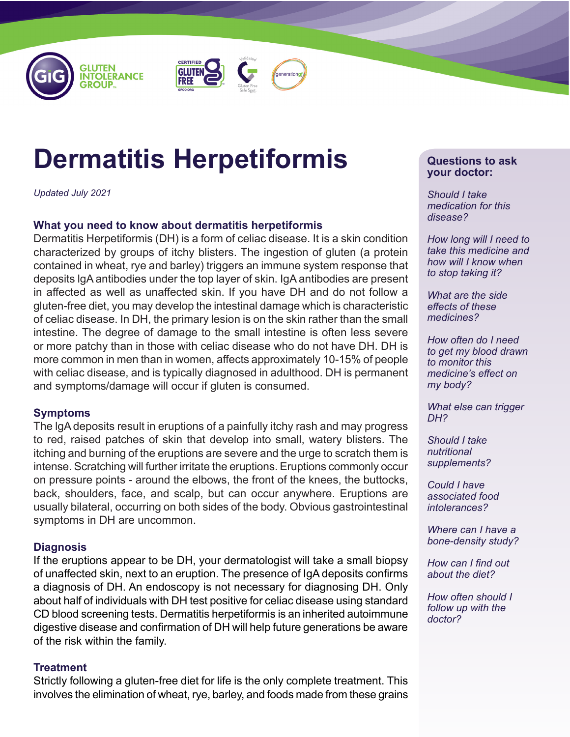# Dermatitis Herpetiformis

*Updated July 2021*

## What you need to know about dermatitis herpetiformis

Dermatitis Herpetiformis (DH) is a form of celiac disease. It is a skin condition characterized by groups of itchy blisters. The ingestion of gluten (a protein contained in wheat, rye and barley) triggers an immune system response that deposits IgA antibodies under the top layer of skin. IgA antibodies are present in affected as well as unaffected skin. If you have DH and do not follow a gluten-free diet, you may develop the intestinal damage which is characteristic of celiac disease. In DH, the primary lesion is on the skin rather than the small intestine. The degree of damage to the small intestine is often less severe or more patchy than in those with celiac disease who do not have DH. DH is more common in men than in women, affects approximately 10-15% of people with celiac disease, and is typically diagnosed in adulthood. DH is permanent and symptoms/damage will occur if gluten is consumed.

## Symptoms

The IgA deposits result in eruptions of a painfully itchy rash and may progress to red, raised patches of skin that develop into small, watery blisters. The itching and burning of the eruptions are severe and the urge to scratch them is intense. Scratching will further irritate the eruptions. Eruptions commonly occur on pressure points - around the elbows, the front of the knees, the buttocks, back, shoulders, face, and scalp, but can occur anywhere. Eruptions are usually bilateral, occurring on both sides of the body. Obvious gastrointestinal symptoms in DH are uncommon.

## Diagnosis

If the eruptions appear to be DH, your dermatologist will take a small biopsy of unaffected skin, next to an eruption. The presence of IgA deposits confirms a diagnosis of DH. An endoscopy is not necessary for diagnosing DH. Only about half of individuals with DH test positive for celiac disease using standard CD blood screening tests. Dermatitis herpetiformis is an inherited autoimmune digestive disease and confirmation of DH will help future generations be aware of the risk within the family.

## Treatment

Strictly following a gluten-free diet for life is the only complete treatment. This involves the elimination of wheat, rye, barley, and foods made from these grains

### Questions to ask your doctor:

*Should I take medication for this disease?*

*How long will I need to take this medicine and how will I know when to stop taking it?*

*What are the side effects of these medicines?*

*How often do I need to get my blood drawn to monitor this medicine's effect on my body?*

*What else can trigger DH?*

*Should I take nutritional supplements?*

*Could I have associated food intolerances?*

*Where can I have a bone-density study?*

*How can I find out about the diet?*

*How often should I follow up with the doctor?*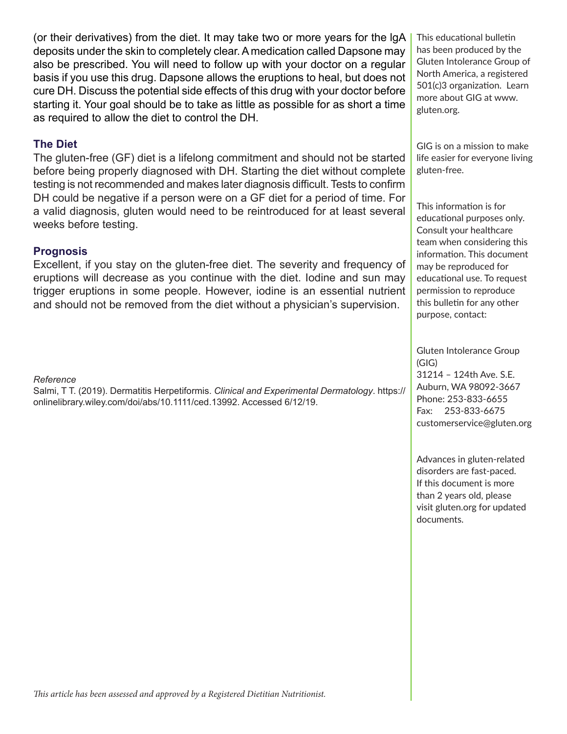(or their derivatives) from the diet. It may take two or more years for the IgA deposits under the skin to completely clear. A medication called Dapsone may also be prescribed. You will need to follow up with your doctor on a regular basis if you use this drug. Dapsone allows the eruptions to heal, but does not cure DH. Discuss the potential side effects of this drug with your doctor before starting it. Your goal should be to take as little as possible for as short a time as required to allow the diet to control the DH.

### The Diet

The gluten-free (GF) diet is a lifelong commitment and should not be started before being properly diagnosed with DH. Starting the diet without complete testing is not recommended and makes later diagnosis difficult. Tests to confirm DH could be negative if a person were on a GF diet for a period of time. For a valid diagnosis, gluten would need to be reintroduced for at least several weeks before testing.

### Prognosis

Excellent, if you stay on the gluten-free diet. The severity and frequency of eruptions will decrease as you continue with the diet. Iodine and sun may trigger eruptions in some people. However, iodine is an essential nutrient and should not be removed from the diet without a physician's supervision.

*Reference*

Salmi, T T. (2019). Dermatitis Herpetiformis. *Clinical and Experimental Dermatology*. https://onlinelibrary.wiley.com/doi/abs/10.1111/ced.13992. Accessed 6/12/19.

*This article has been assessed and approved by a Registered Dietitian Nutritionist.*

This educational bulletin has been produced by the Gluten Intolerance Group of North America, a registered 501(c)3 organization. Learn more about GIG at www.gluten.org.

GIG is on a mission to make life easier for everyone living gluten-free.

This information is for educational purposes only. Consult your healthcare team when considering this information. This document may be reproduced for educational use. To request permission to reproduce this bulletin for any other purpose, contact:

Gluten Intolerance Group (GIG)
31214 – 124th Ave. S.E.
Auburn, WA 98092-3667
Phone: 253-833-6655
Fax: 253-833-6675
customerservice@gluten.org

Advances in gluten-related disorders are fast-paced. If this document is more than 2 years old, please visit gluten.org for updated documents.